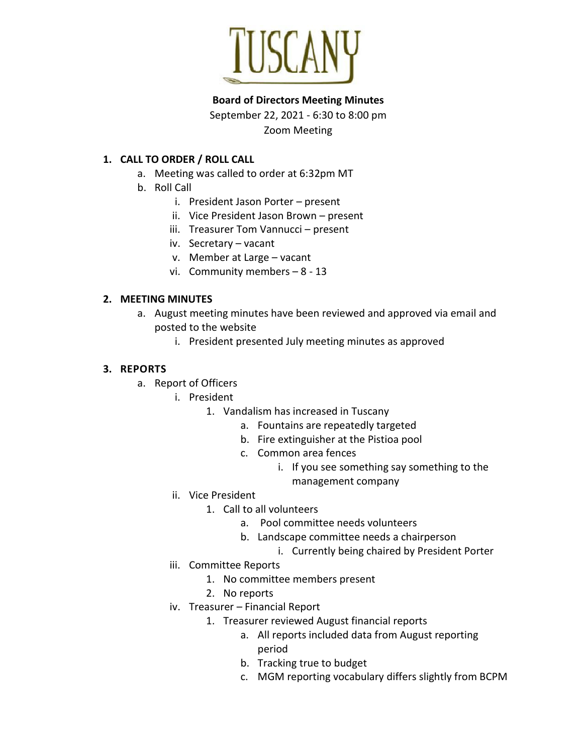# TUSCANY

**Board of Directors Meeting Minutes**

September 22, 2021 - 6:30 to 8:00 pm

Zoom Meeting

1. **CALL TO ORDER / ROLL CALL**
   a. Meeting was called to order at 6:32pm MT
   b. Roll Call
      i. President Jason Porter – present
      ii. Vice President Jason Brown – present
      iii. Treasurer Tom Vannucci – present
      iv. Secretary – vacant
      v. Member at Large – vacant
      vi. Community members – 8 - 13

2. **MEETING MINUTES**
   a. August meeting minutes have been reviewed and approved via email and posted to the website
      i. President presented July meeting minutes as approved

3. **REPORTS**
   a. Report of Officers
      i. President
         1. Vandalism has increased in Tuscany
            a. Fountains are repeatedly targeted
            b. Fire extinguisher at the Pistioa pool
            c. Common area fences
               i. If you see something say something to the management company
      ii. Vice President
         1. Call to all volunteers
            a. Pool committee needs volunteers
            b. Landscape committee needs a chairperson
               i. Currently being chaired by President Porter
      iii. Committee Reports
         1. No committee members present
         2. No reports
      iv. Treasurer – Financial Report
         1. Treasurer reviewed August financial reports
            a. All reports included data from August reporting period
            b. Tracking true to budget
            c. MGM reporting vocabulary differs slightly from BCPM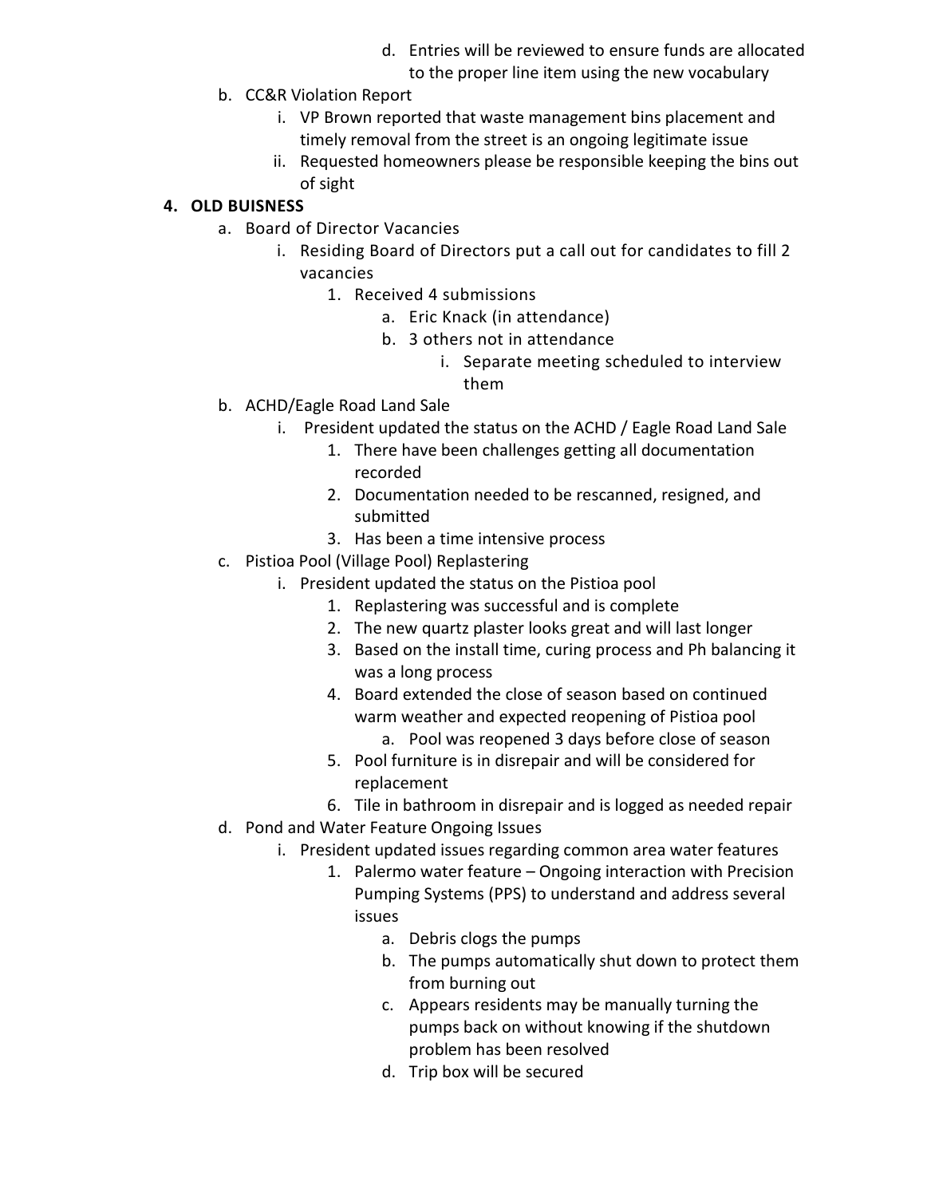d. Entries will be reviewed to ensure funds are allocated to the proper line item using the new vocabulary

b. CC&R Violation Report
    i. VP Brown reported that waste management bins placement and timely removal from the street is an ongoing legitimate issue
    ii. Requested homeowners please be responsible keeping the bins out of sight

**4. OLD BUISNESS**

a. Board of Director Vacancies
    i. Residing Board of Directors put a call out for candidates to fill 2 vacancies
        1. Received 4 submissions
            a. Eric Knack (in attendance)
            b. 3 others not in attendance
                i. Separate meeting scheduled to interview them

b. ACHD/Eagle Road Land Sale
    i. President updated the status on the ACHD / Eagle Road Land Sale
        1. There have been challenges getting all documentation recorded
        2. Documentation needed to be rescanned, resigned, and submitted
        3. Has been a time intensive process

c. Pistioa Pool (Village Pool) Replastering
    i. President updated the status on the Pistioa pool
        1. Replastering was successful and is complete
        2. The new quartz plaster looks great and will last longer
        3. Based on the install time, curing process and Ph balancing it was a long process
        4. Board extended the close of season based on continued warm weather and expected reopening of Pistioa pool
            a. Pool was reopened 3 days before close of season
        5. Pool furniture is in disrepair and will be considered for replacement
        6. Tile in bathroom in disrepair and is logged as needed repair

d. Pond and Water Feature Ongoing Issues
    i. President updated issues regarding common area water features
        1. Palermo water feature – Ongoing interaction with Precision Pumping Systems (PPS) to understand and address several issues
            a. Debris clogs the pumps
            b. The pumps automatically shut down to protect them from burning out
            c. Appears residents may be manually turning the pumps back on without knowing if the shutdown problem has been resolved
            d. Trip box will be secured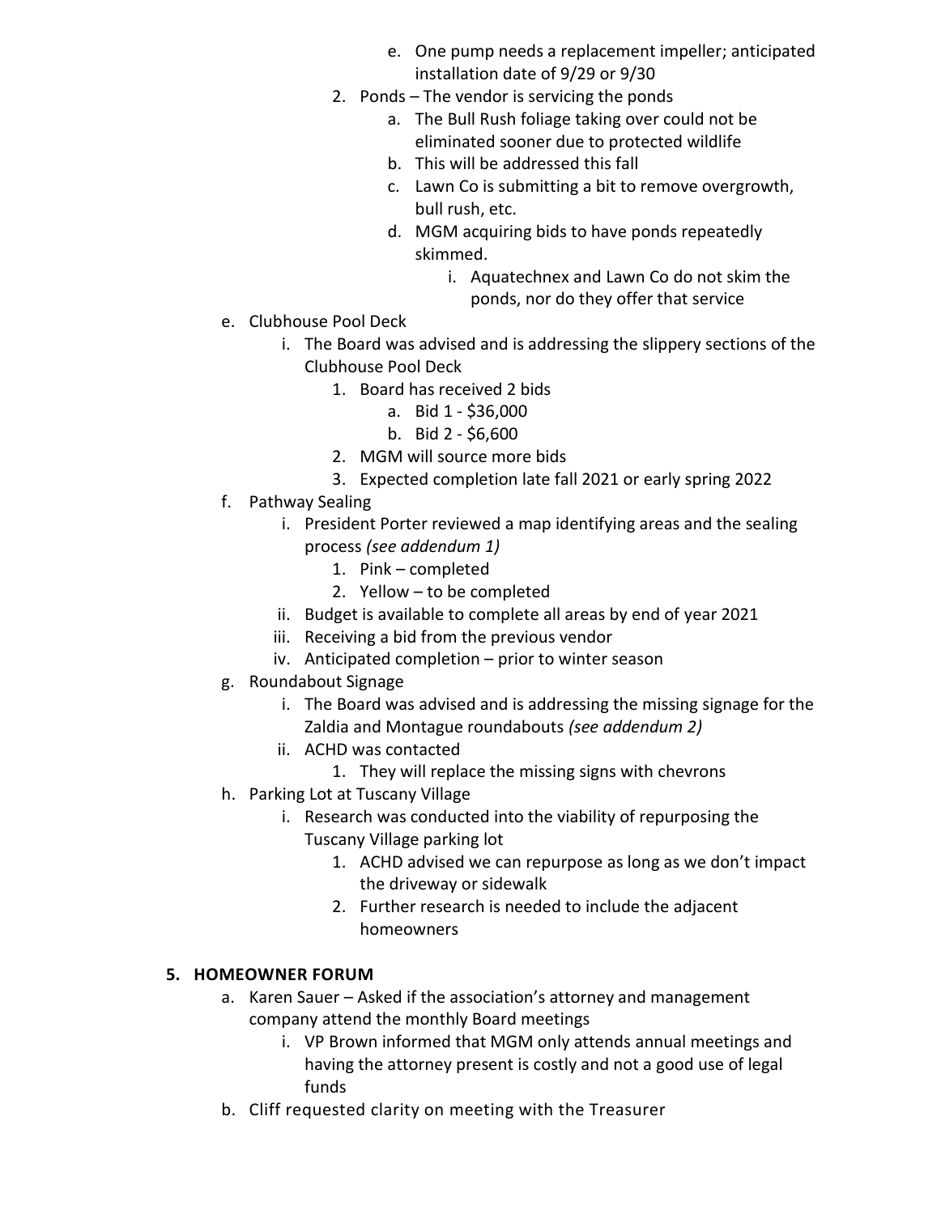e. One pump needs a replacement impeller; anticipated installation date of 9/29 or 9/30

2. Ponds – The vendor is servicing the ponds
    a. The Bull Rush foliage taking over could not be eliminated sooner due to protected wildlife
    b. This will be addressed this fall
    c. Lawn Co is submitting a bit to remove overgrowth, bull rush, etc.
    d. MGM acquiring bids to have ponds repeatedly skimmed.
        i. Aquatechnex and Lawn Co do not skim the ponds, nor do they offer that service

e. Clubhouse Pool Deck
    i. The Board was advised and is addressing the slippery sections of the Clubhouse Pool Deck
        1. Board has received 2 bids
            a. Bid 1 - $36,000
            b. Bid 2 - $6,600
        2. MGM will source more bids
        3. Expected completion late fall 2021 or early spring 2022

f. Pathway Sealing
    i. President Porter reviewed a map identifying areas and the sealing process *(see addendum 1)*
        1. Pink – completed
        2. Yellow – to be completed
    ii. Budget is available to complete all areas by end of year 2021
    iii. Receiving a bid from the previous vendor
    iv. Anticipated completion – prior to winter season

g. Roundabout Signage
    i. The Board was advised and is addressing the missing signage for the Zaldia and Montague roundabouts *(see addendum 2)*
    ii. ACHD was contacted
        1. They will replace the missing signs with chevrons

h. Parking Lot at Tuscany Village
    i. Research was conducted into the viability of repurposing the Tuscany Village parking lot
        1. ACHD advised we can repurpose as long as we don't impact the driveway or sidewalk
        2. Further research is needed to include the adjacent homeowners

## 5. HOMEOWNER FORUM

a. Karen Sauer – Asked if the association's attorney and management company attend the monthly Board meetings
    i. VP Brown informed that MGM only attends annual meetings and having the attorney present is costly and not a good use of legal funds

b. Cliff requested clarity on meeting with the Treasurer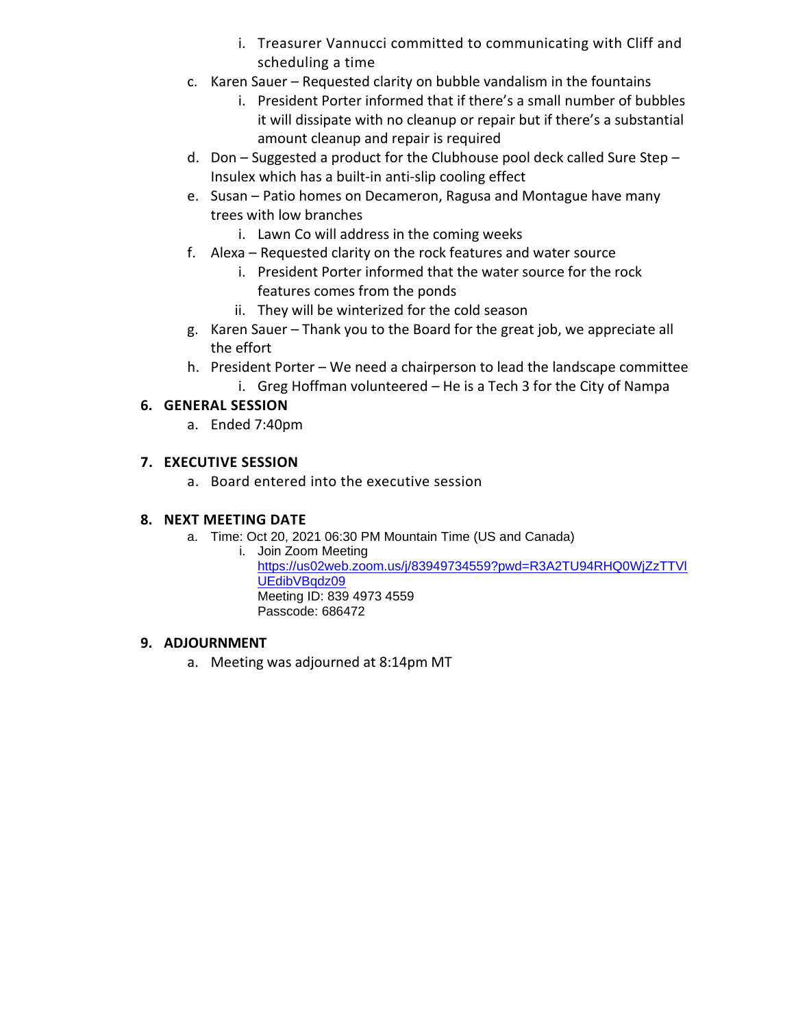i. Treasurer Vannucci committed to communicating with Cliff and scheduling a time

c. Karen Sauer – Requested clarity on bubble vandalism in the fountains
    i. President Porter informed that if there's a small number of bubbles it will dissipate with no cleanup or repair but if there's a substantial amount cleanup and repair is required

d. Don – Suggested a product for the Clubhouse pool deck called Sure Step – Insulex which has a built-in anti-slip cooling effect

e. Susan – Patio homes on Decameron, Ragusa and Montague have many trees with low branches
    i. Lawn Co will address in the coming weeks

f. Alexa – Requested clarity on the rock features and water source
    i. President Porter informed that the water source for the rock features comes from the ponds
    ii. They will be winterized for the cold season

g. Karen Sauer – Thank you to the Board for the great job, we appreciate all the effort

h. President Porter – We need a chairperson to lead the landscape committee
    i. Greg Hoffman volunteered – He is a Tech 3 for the City of Nampa

## 6. GENERAL SESSION

a. Ended 7:40pm

## 7. EXECUTIVE SESSION

a. Board entered into the executive session

## 8. NEXT MEETING DATE

a. Time: Oct 20, 2021 06:30 PM Mountain Time (US and Canada)
    i. Join Zoom Meeting
    https://us02web.zoom.us/j/83949734559?pwd=R3A2TU94RHQ0WjZzTTVlUEdibVBqdz09
    Meeting ID: 839 4973 4559
    Passcode: 686472

## 9. ADJOURNMENT

a. Meeting was adjourned at 8:14pm MT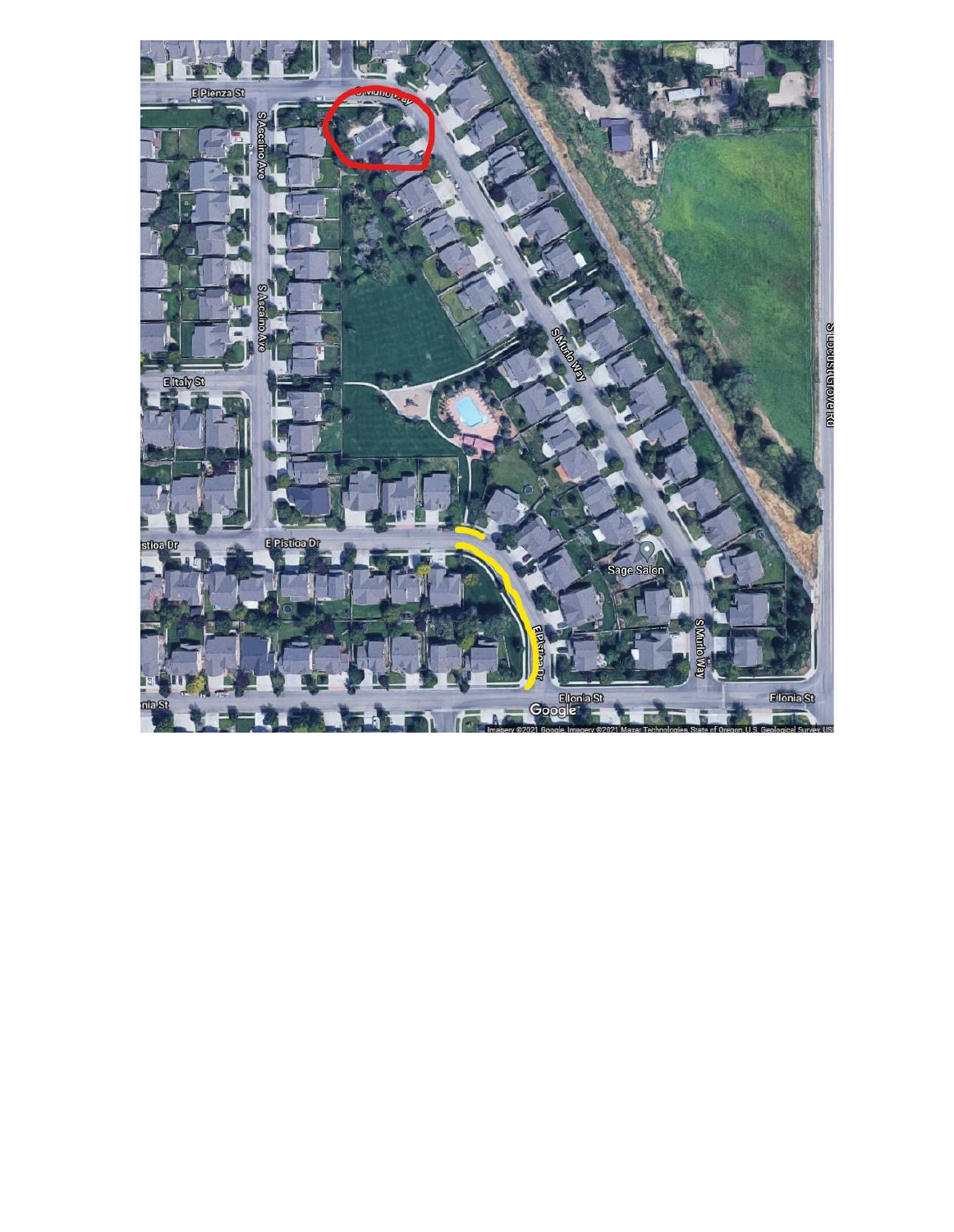E Pienza St

S Munlo Way

S Ascaino Ave

S Ascaino Ave

E Italy St

S Murlo Way

S Locust Grove Rd

E Pistioa Dr

E Pistioa Dr

Sage Salon

S Murlo Way

E Ionia St

E Ionia St

E Ionia St

Google

Imagery ©2021 Google, Imagery ©2021 Maxar Technologies, State of Oregon, U.S. Geological Survey, USDA